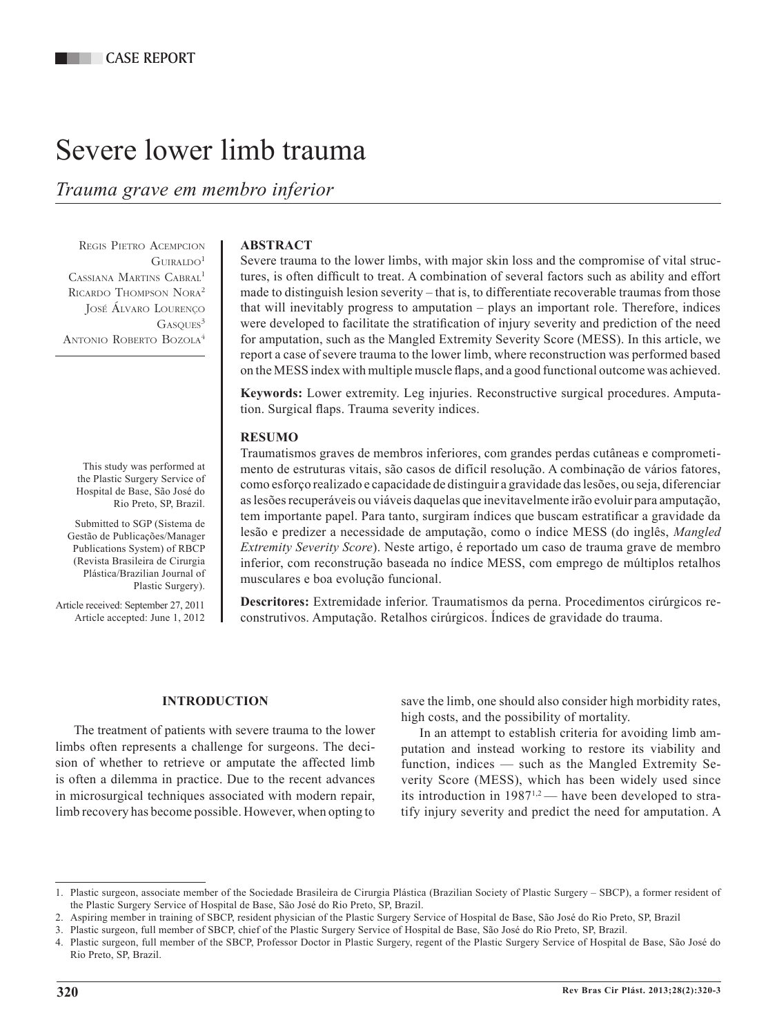CASE REPORT

# Severe lower limb trauma

*Trauma grave em membro inferior*

Regis Pietro Acempcion Guiraldo[1]
Cassiana Martins Cabral[1]
Ricardo Thompson Nora[2]
José Álvaro Lourenço Gasques[3]
Antonio Roberto Bozola[4]

This study was performed at the Plastic Surgery Service of Hospital de Base, São José do Rio Preto, SP, Brazil.

Submitted to SGP (Sistema de Gestão de Publicações/Manager Publications System) of RBCP (Revista Brasileira de Cirurgia Plástica/Brazilian Journal of Plastic Surgery).

Article received: September 27, 2011
Article accepted: June 1, 2012

## ABSTRACT

Severe trauma to the lower limbs, with major skin loss and the compromise of vital structures, is often difficult to treat. A combination of several factors such as ability and effort made to distinguish lesion severity – that is, to differentiate recoverable traumas from those that will inevitably progress to amputation – plays an important role. Therefore, indices were developed to facilitate the stratification of injury severity and prediction of the need for amputation, such as the Mangled Extremity Severity Score (MESS). In this article, we report a case of severe trauma to the lower limb, where reconstruction was performed based on the MESS index with multiple muscle flaps, and a good functional outcome was achieved.

**Keywords:** Lower extremity. Leg injuries. Reconstructive surgical procedures. Amputation. Surgical flaps. Trauma severity indices.

## RESUMO

Traumatismos graves de membros inferiores, com grandes perdas cutâneas e comprometimento de estruturas vitais, são casos de difícil resolução. A combinação de vários fatores, como esforço realizado e capacidade de distinguir a gravidade das lesões, ou seja, diferenciar as lesões recuperáveis ou viáveis daquelas que inevitavelmente irão evoluir para amputação, tem importante papel. Para tanto, surgiram índices que buscam estratificar a gravidade da lesão e predizer a necessidade de amputação, como o índice MESS (do inglês, *Mangled Extremity Severity Score*). Neste artigo, é reportado um caso de trauma grave de membro inferior, com reconstrução baseada no índice MESS, com emprego de múltiplos retalhos musculares e boa evolução funcional.

**Descritores:** Extremidade inferior. Traumatismos da perna. Procedimentos cirúrgicos reconstrutivos. Amputação. Retalhos cirúrgicos. Índices de gravidade do trauma.

## INTRODUCTION

The treatment of patients with severe trauma to the lower limbs often represents a challenge for surgeons. The decision of whether to retrieve or amputate the affected limb is often a dilemma in practice. Due to the recent advances in microsurgical techniques associated with modern repair, limb recovery has become possible. However, when opting to save the limb, one should also consider high morbidity rates, high costs, and the possibility of mortality.

In an attempt to establish criteria for avoiding limb amputation and instead working to restore its viability and function, indices — such as the Mangled Extremity Severity Score (MESS), which has been widely used since its introduction in 1987[1,2] — have been developed to stratify injury severity and predict the need for amputation. A

---

1. Plastic surgeon, associate member of the Sociedade Brasileira de Cirurgia Plástica (Brazilian Society of Plastic Surgery – SBCP), a former resident of the Plastic Surgery Service of Hospital de Base, São José do Rio Preto, SP, Brazil.
2. Aspiring member in training of SBCP, resident physician of the Plastic Surgery Service of Hospital de Base, São José do Rio Preto, SP, Brazil
3. Plastic surgeon, full member of SBCP, chief of the Plastic Surgery Service of Hospital de Base, São José do Rio Preto, SP, Brazil.
4. Plastic surgeon, full member of the SBCP, Professor Doctor in Plastic Surgery, regent of the Plastic Surgery Service of Hospital de Base, São José do Rio Preto, SP, Brazil.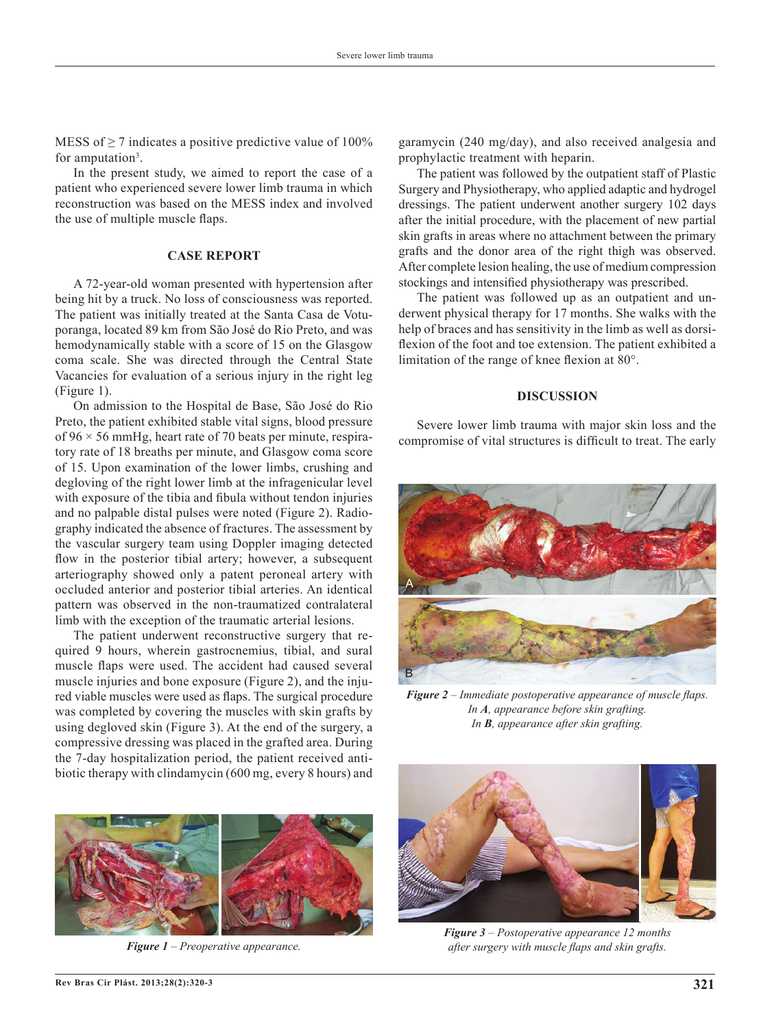MESS of ≥ 7 indicates a positive predictive value of 100% for amputation[3].

In the present study, we aimed to report the case of a patient who experienced severe lower limb trauma in which reconstruction was based on the MESS index and involved the use of multiple muscle flaps.

## CASE REPORT

A 72-year-old woman presented with hypertension after being hit by a truck. No loss of consciousness was reported. The patient was initially treated at the Santa Casa de Votuporanga, located 89 km from São José do Rio Preto, and was hemodynamically stable with a score of 15 on the Glasgow coma scale. She was directed through the Central State Vacancies for evaluation of a serious injury in the right leg (Figure 1).

On admission to the Hospital de Base, São José do Rio Preto, the patient exhibited stable vital signs, blood pressure of 96 × 56 mmHg, heart rate of 70 beats per minute, respiratory rate of 18 breaths per minute, and Glasgow coma score of 15. Upon examination of the lower limbs, crushing and degloving of the right lower limb at the infragenicular level with exposure of the tibia and fibula without tendon injuries and no palpable distal pulses were noted (Figure 2). Radiography indicated the absence of fractures. The assessment by the vascular surgery team using Doppler imaging detected flow in the posterior tibial artery; however, a subsequent arteriography showed only a patent peroneal artery with occluded anterior and posterior tibial arteries. An identical pattern was observed in the non-traumatized contralateral limb with the exception of the traumatic arterial lesions.

The patient underwent reconstructive surgery that required 9 hours, wherein gastrocnemius, tibial, and sural muscle flaps were used. The accident had caused several muscle injuries and bone exposure (Figure 2), and the injured viable muscles were used as flaps. The surgical procedure was completed by covering the muscles with skin grafts by using degloved skin (Figure 3). At the end of the surgery, a compressive dressing was placed in the grafted area. During the 7-day hospitalization period, the patient received antibiotic therapy with clindamycin (600 mg, every 8 hours) and garamycin (240 mg/day), and also received analgesia and prophylactic treatment with heparin.

*Figure 1 – Preoperative appearance.*

The patient was followed by the outpatient staff of Plastic Surgery and Physiotherapy, who applied adaptic and hydrogel dressings. The patient underwent another surgery 102 days after the initial procedure, with the placement of new partial skin grafts in areas where no attachment between the primary grafts and the donor area of the right thigh was observed. After complete lesion healing, the use of medium compression stockings and intensified physiotherapy was prescribed.

The patient was followed up as an outpatient and underwent physical therapy for 17 months. She walks with the help of braces and has sensitivity in the limb as well as dorsiflexion of the foot and toe extension. The patient exhibited a limitation of the range of knee flexion at 80°.

## DISCUSSION

Severe lower limb trauma with major skin loss and the compromise of vital structures is difficult to treat. The early

*Figure 2 – Immediate postoperative appearance of muscle flaps. In **A**, appearance before skin grafting. In **B**, appearance after skin grafting.*

*Figure 3 – Postoperative appearance 12 months after surgery with muscle flaps and skin grafts.*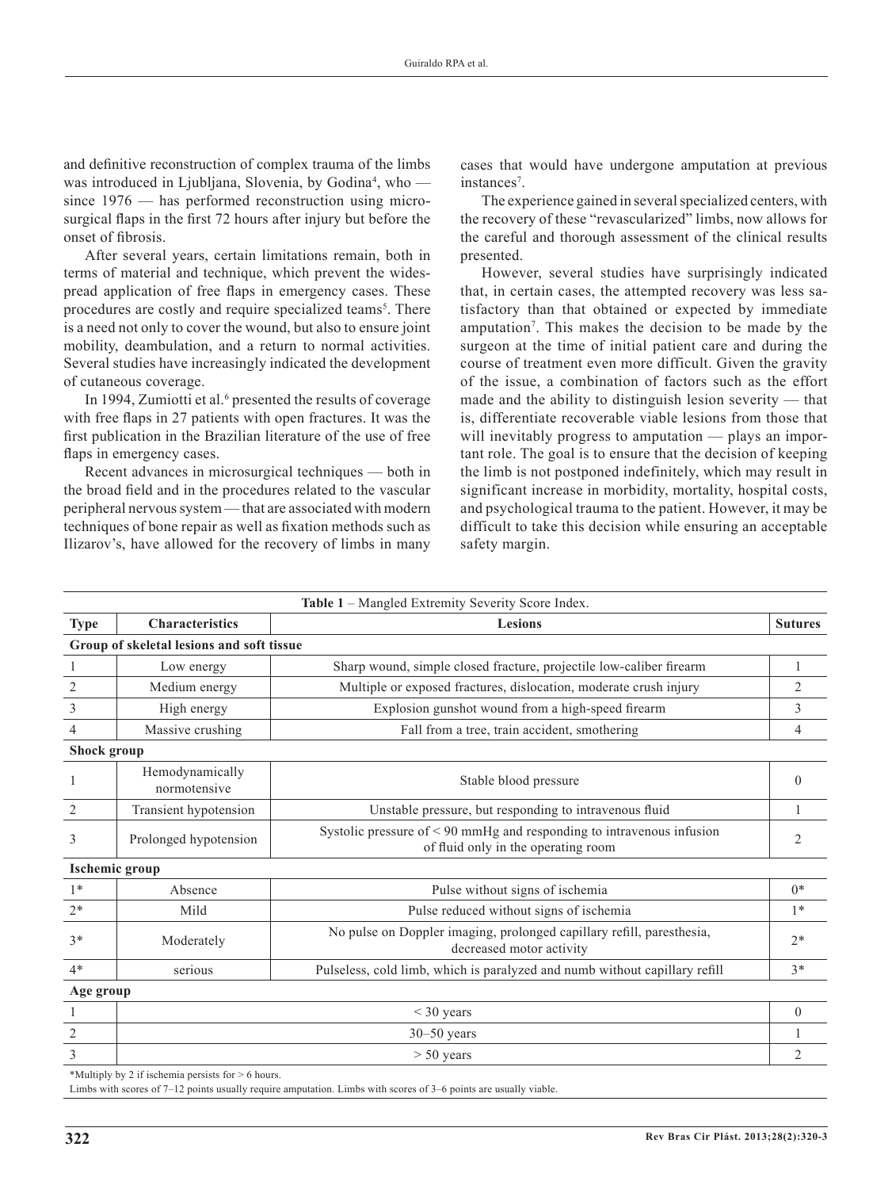and definitive reconstruction of complex trauma of the limbs was introduced in Ljubljana, Slovenia, by Godina[4], who — since 1976 — has performed reconstruction using microsurgical flaps in the first 72 hours after injury but before the onset of fibrosis.

After several years, certain limitations remain, both in terms of material and technique, which prevent the widespread application of free flaps in emergency cases. These procedures are costly and require specialized teams[5]. There is a need not only to cover the wound, but also to ensure joint mobility, deambulation, and a return to normal activities. Several studies have increasingly indicated the development of cutaneous coverage.

In 1994, Zumiotti et al.[6] presented the results of coverage with free flaps in 27 patients with open fractures. It was the first publication in the Brazilian literature of the use of free flaps in emergency cases.

Recent advances in microsurgical techniques — both in the broad field and in the procedures related to the vascular peripheral nervous system — that are associated with modern techniques of bone repair as well as fixation methods such as Ilizarov's, have allowed for the recovery of limbs in many cases that would have undergone amputation at previous instances[7].

The experience gained in several specialized centers, with the recovery of these "revascularized" limbs, now allows for the careful and thorough assessment of the clinical results presented.

However, several studies have surprisingly indicated that, in certain cases, the attempted recovery was less satisfactory than that obtained or expected by immediate amputation[7]. This makes the decision to be made by the surgeon at the time of initial patient care and during the course of treatment even more difficult. Given the gravity of the issue, a combination of factors such as the effort made and the ability to distinguish lesion severity — that is, differentiate recoverable viable lesions from those that will inevitably progress to amputation — plays an important role. The goal is to ensure that the decision of keeping the limb is not postponed indefinitely, which may result in significant increase in morbidity, mortality, hospital costs, and psychological trauma to the patient. However, it may be difficult to take this decision while ensuring an acceptable safety margin.

**Table 1** – Mangled Extremity Severity Score Index.

| Type | Characteristics | Lesions | Sutures |
|---|---|---|---|
| **Group of skeletal lesions and soft tissue** | | | |
| 1 | Low energy | Sharp wound, simple closed fracture, projectile low-caliber firearm | 1 |
| 2 | Medium energy | Multiple or exposed fractures, dislocation, moderate crush injury | 2 |
| 3 | High energy | Explosion gunshot wound from a high-speed firearm | 3 |
| 4 | Massive crushing | Fall from a tree, train accident, smothering | 4 |
| **Shock group** | | | |
| 1 | Hemodynamically normotensive | Stable blood pressure | 0 |
| 2 | Transient hypotension | Unstable pressure, but responding to intravenous fluid | 1 |
| 3 | Prolonged hypotension | Systolic pressure of < 90 mmHg and responding to intravenous infusion of fluid only in the operating room | 2 |
| **Ischemic group** | | | |
| 1* | Absence | Pulse without signs of ischemia | 0* |
| 2* | Mild | Pulse reduced without signs of ischemia | 1* |
| 3* | Moderately | No pulse on Doppler imaging, prolonged capillary refill, paresthesia, decreased motor activity | 2* |
| 4* | serious | Pulseless, cold limb, which is paralyzed and numb without capillary refill | 3* |
| **Age group** | | | |
| 1 | < 30 years | | 0 |
| 2 | 30–50 years | | 1 |
| 3 | > 50 years | | 2 |

*Multiply by 2 if ischemia persists for > 6 hours.
Limbs with scores of 7–12 points usually require amputation. Limbs with scores of 3–6 points are usually viable.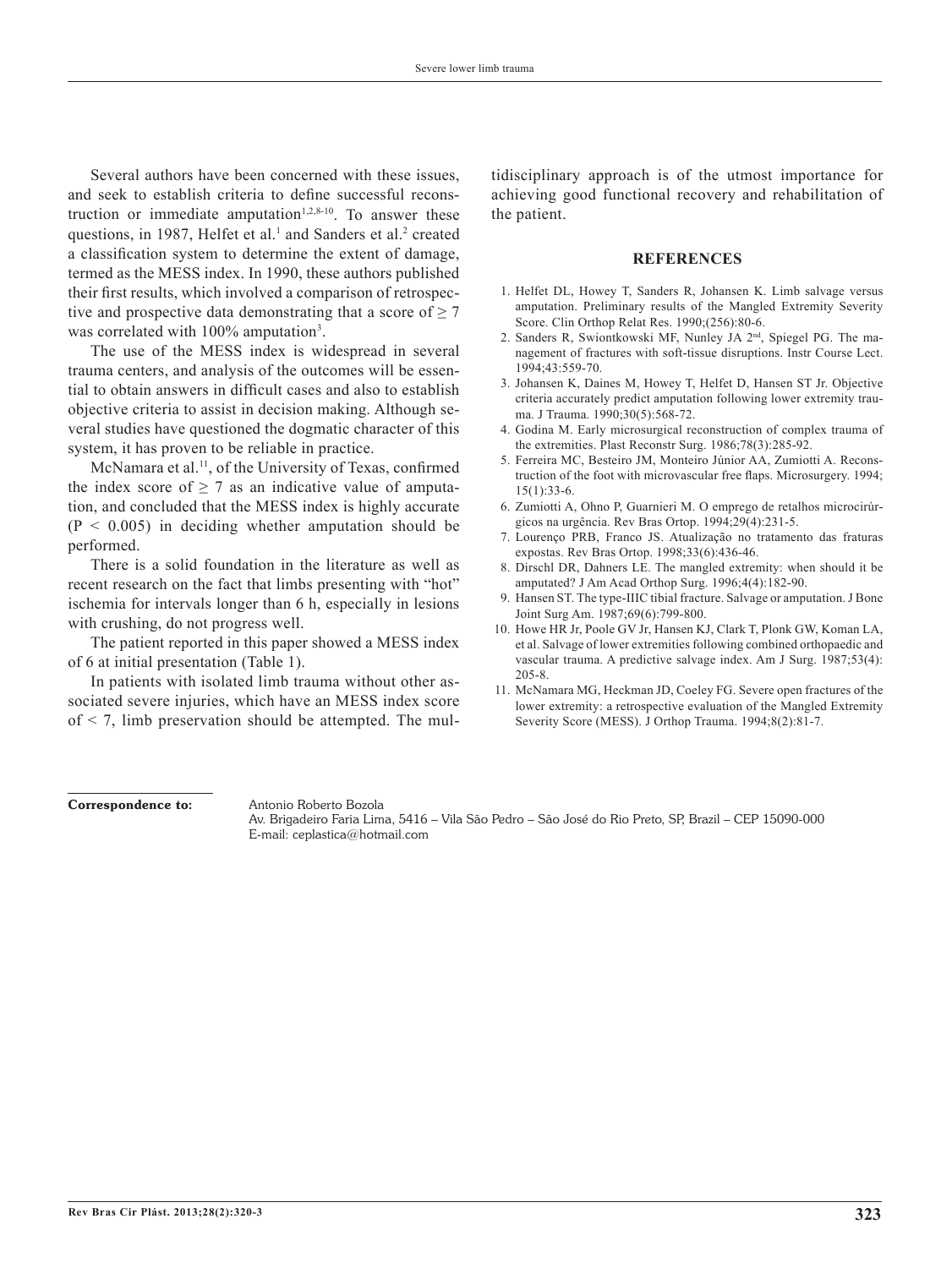Several authors have been concerned with these issues, and seek to establish criteria to define successful reconstruction or immediate amputation[1,2,8-10]. To answer these questions, in 1987, Helfet et al.[1] and Sanders et al.[2] created a classification system to determine the extent of damage, termed as the MESS index. In 1990, these authors published their first results, which involved a comparison of retrospective and prospective data demonstrating that a score of $\geq 7$ was correlated with 100% amputation[3].

The use of the MESS index is widespread in several trauma centers, and analysis of the outcomes will be essential to obtain answers in difficult cases and also to establish objective criteria to assist in decision making. Although several studies have questioned the dogmatic character of this system, it has proven to be reliable in practice.

McNamara et al.[11], of the University of Texas, confirmed the index score of $\geq 7$ as an indicative value of amputation, and concluded that the MESS index is highly accurate ($P < 0.005$) in deciding whether amputation should be performed.

There is a solid foundation in the literature as well as recent research on the fact that limbs presenting with "hot" ischemia for intervals longer than 6 h, especially in lesions with crushing, do not progress well.

The patient reported in this paper showed a MESS index of 6 at initial presentation (Table 1).

In patients with isolated limb trauma without other associated severe injuries, which have an MESS index score of $< 7$, limb preservation should be attempted. The multidisciplinary approach is of the utmost importance for achieving good functional recovery and rehabilitation of the patient.

## REFERENCES

1. Helfet DL, Howey T, Sanders R, Johansen K. Limb salvage versus amputation. Preliminary results of the Mangled Extremity Severity Score. Clin Orthop Relat Res. 1990;(256):80-6.
2. Sanders R, Swiontkowski MF, Nunley JA 2nd, Spiegel PG. The management of fractures with soft-tissue disruptions. Instr Course Lect. 1994;43:559-70.
3. Johansen K, Daines M, Howey T, Helfet D, Hansen ST Jr. Objective criteria accurately predict amputation following lower extremity trauma. J Trauma. 1990;30(5):568-72.
4. Godina M. Early microsurgical reconstruction of complex trauma of the extremities. Plast Reconstr Surg. 1986;78(3):285-92.
5. Ferreira MC, Besteiro JM, Monteiro Júnior AA, Zumiotti A. Reconstruction of the foot with microvascular free flaps. Microsurgery. 1994; 15(1):33-6.
6. Zumiotti A, Ohno P, Guarnieri M. O emprego de retalhos microcirúrgicos na urgência. Rev Bras Ortop. 1994;29(4):231-5.
7. Lourenço PRB, Franco JS. Atualização no tratamento das fraturas expostas. Rev Bras Ortop. 1998;33(6):436-46.
8. Dirschl DR, Dahners LE. The mangled extremity: when should it be amputated? J Am Acad Orthop Surg. 1996;4(4):182-90.
9. Hansen ST. The type-IIIC tibial fracture. Salvage or amputation. J Bone Joint Surg Am. 1987;69(6):799-800.
10. Howe HR Jr, Poole GV Jr, Hansen KJ, Clark T, Plonk GW, Koman LA, et al. Salvage of lower extremities following combined orthopaedic and vascular trauma. A predictive salvage index. Am J Surg. 1987;53(4): 205-8.
11. McNamara MG, Heckman JD, Coeley FG. Severe open fractures of the lower extremity: a retrospective evaluation of the Mangled Extremity Severity Score (MESS). J Orthop Trauma. 1994;8(2):81-7.

**Correspondence to:** Antonio Roberto Bozola
Av. Brigadeiro Faria Lima, 5416 – Vila São Pedro – São José do Rio Preto, SP, Brazil – CEP 15090-000
E-mail: ceplastica@hotmail.com